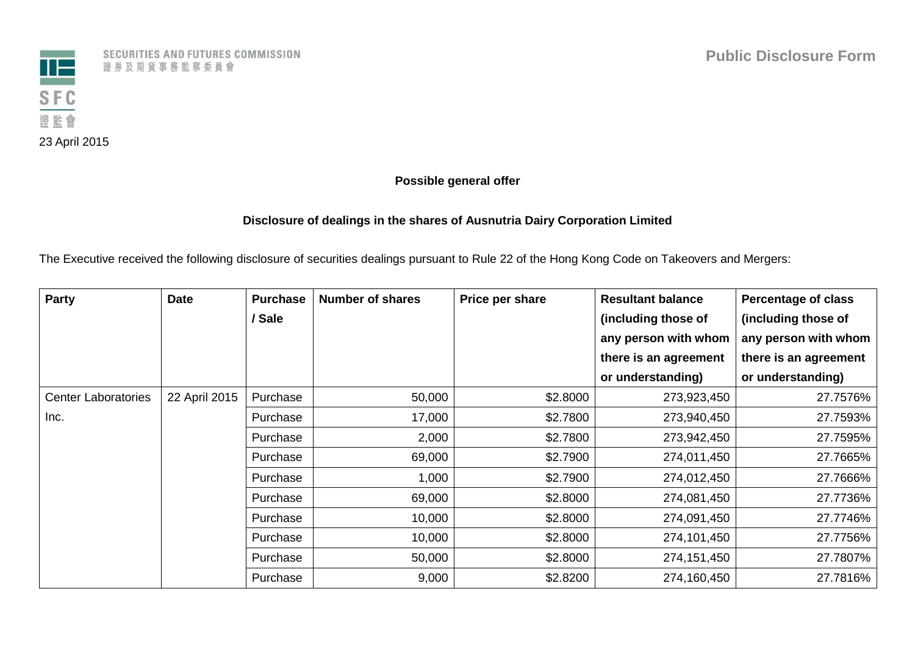SECURITIES AND FUTURES COMMISSION
證券及期貨事務監察委員會

SFC
證監會

**Public Disclosure Form**

23 April 2015

**Possible general offer**

**Disclosure of dealings in the shares of Ausnutria Dairy Corporation Limited**

The Executive received the following disclosure of securities dealings pursuant to Rule 22 of the Hong Kong Code on Takeovers and Mergers:

| Party | Date | Purchase / Sale | Number of shares | Price per share | Resultant balance (including those of any person with whom there is an agreement or understanding) | Percentage of class (including those of any person with whom there is an agreement or understanding) |
|---|---|---|---|---|---|---|
| Center Laboratories Inc. | 22 April 2015 | Purchase | 50,000 | $2.8000 | 273,923,450 | 27.7576% |
| | | Purchase | 17,000 | $2.7800 | 273,940,450 | 27.7593% |
| | | Purchase | 2,000 | $2.7800 | 273,942,450 | 27.7595% |
| | | Purchase | 69,000 | $2.7900 | 274,011,450 | 27.7665% |
| | | Purchase | 1,000 | $2.7900 | 274,012,450 | 27.7666% |
| | | Purchase | 69,000 | $2.8000 | 274,081,450 | 27.7736% |
| | | Purchase | 10,000 | $2.8000 | 274,091,450 | 27.7746% |
| | | Purchase | 10,000 | $2.8000 | 274,101,450 | 27.7756% |
| | | Purchase | 50,000 | $2.8000 | 274,151,450 | 27.7807% |
| | | Purchase | 9,000 | $2.8200 | 274,160,450 | 27.7816% |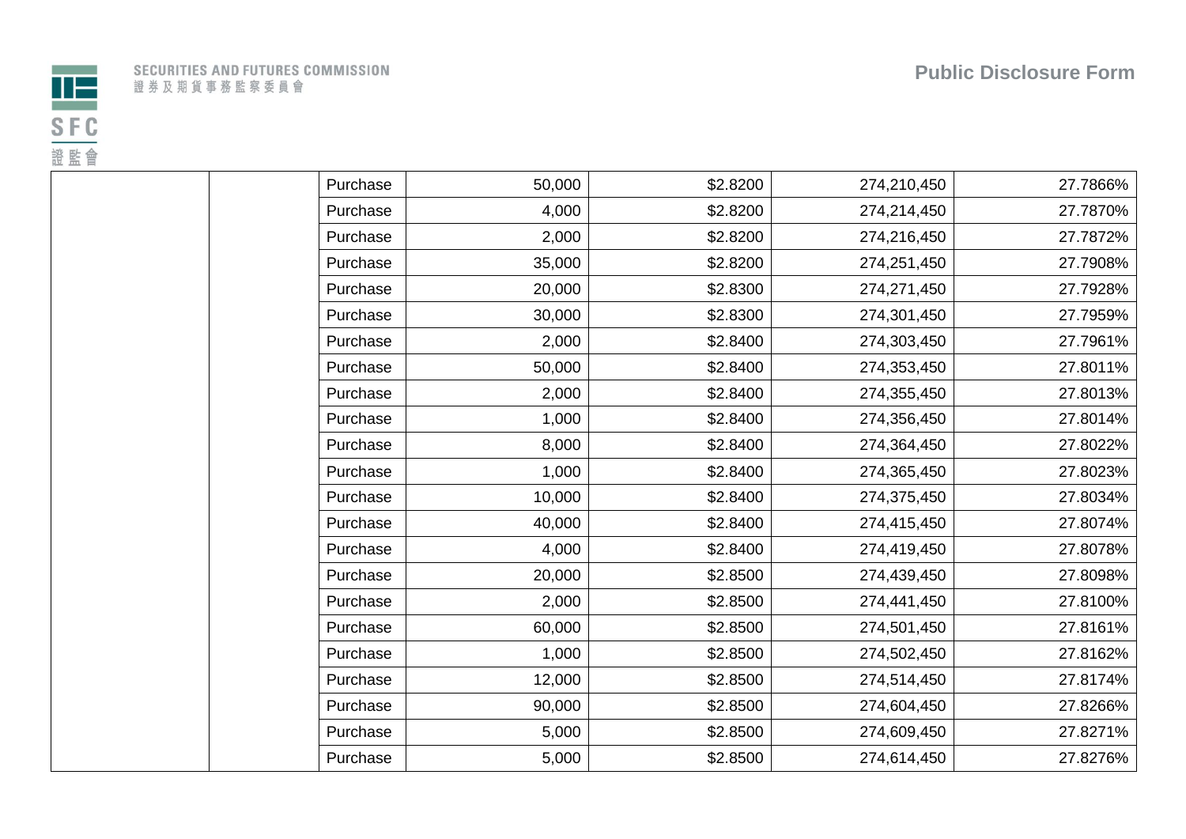| | | | | | | |
|---|---|---|---|---|---|---|
| | | Purchase | 50,000 | $2.8200 | 274,210,450 | 27.7866% |
| | | Purchase | 4,000 | $2.8200 | 274,214,450 | 27.7870% |
| | | Purchase | 2,000 | $2.8200 | 274,216,450 | 27.7872% |
| | | Purchase | 35,000 | $2.8200 | 274,251,450 | 27.7908% |
| | | Purchase | 20,000 | $2.8300 | 274,271,450 | 27.7928% |
| | | Purchase | 30,000 | $2.8300 | 274,301,450 | 27.7959% |
| | | Purchase | 2,000 | $2.8400 | 274,303,450 | 27.7961% |
| | | Purchase | 50,000 | $2.8400 | 274,353,450 | 27.8011% |
| | | Purchase | 2,000 | $2.8400 | 274,355,450 | 27.8013% |
| | | Purchase | 1,000 | $2.8400 | 274,356,450 | 27.8014% |
| | | Purchase | 8,000 | $2.8400 | 274,364,450 | 27.8022% |
| | | Purchase | 1,000 | $2.8400 | 274,365,450 | 27.8023% |
| | | Purchase | 10,000 | $2.8400 | 274,375,450 | 27.8034% |
| | | Purchase | 40,000 | $2.8400 | 274,415,450 | 27.8074% |
| | | Purchase | 4,000 | $2.8400 | 274,419,450 | 27.8078% |
| | | Purchase | 20,000 | $2.8500 | 274,439,450 | 27.8098% |
| | | Purchase | 2,000 | $2.8500 | 274,441,450 | 27.8100% |
| | | Purchase | 60,000 | $2.8500 | 274,501,450 | 27.8161% |
| | | Purchase | 1,000 | $2.8500 | 274,502,450 | 27.8162% |
| | | Purchase | 12,000 | $2.8500 | 274,514,450 | 27.8174% |
| | | Purchase | 90,000 | $2.8500 | 274,604,450 | 27.8266% |
| | | Purchase | 5,000 | $2.8500 | 274,609,450 | 27.8271% |
| | | Purchase | 5,000 | $2.8500 | 274,614,450 | 27.8276% |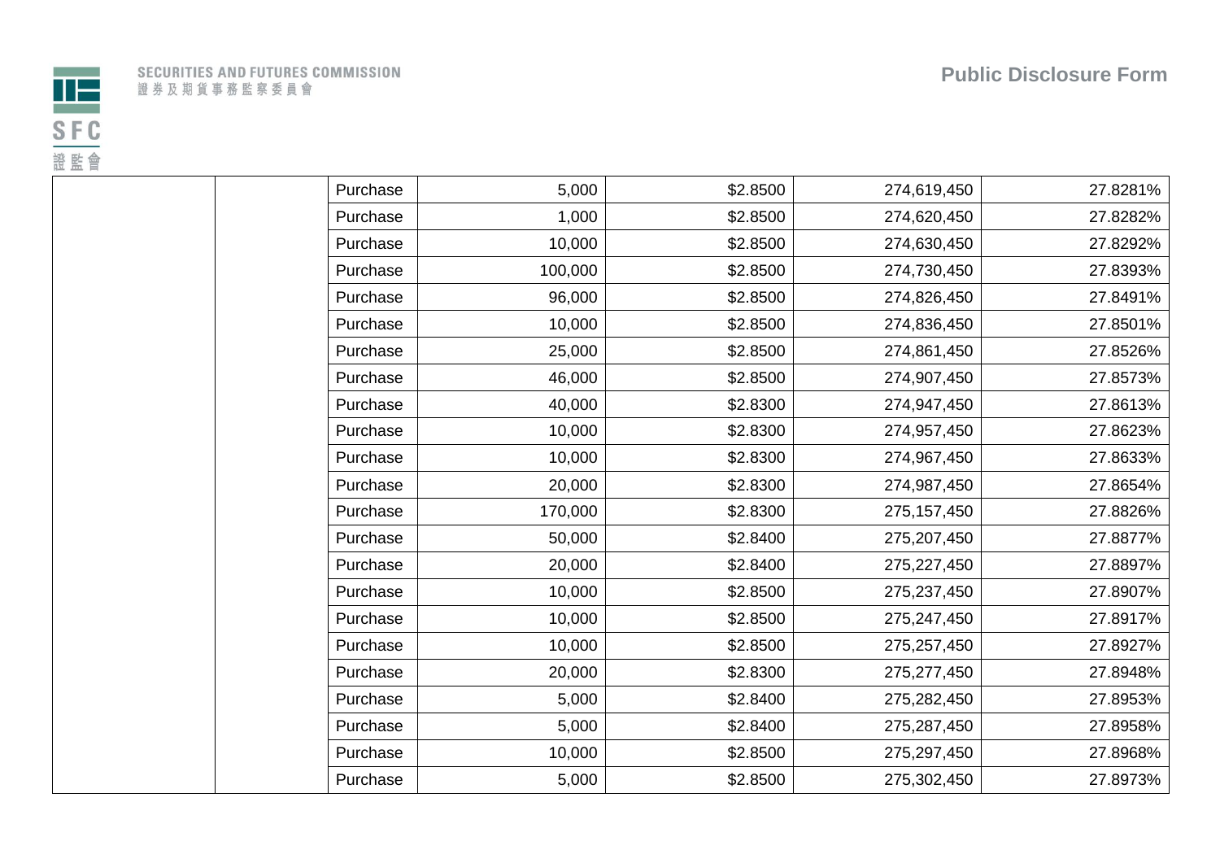| | | | | | | |
|---|---|---|---|---|---|---|
| | | Purchase | 5,000 | $2.8500 | 274,619,450 | 27.8281% |
| | | Purchase | 1,000 | $2.8500 | 274,620,450 | 27.8282% |
| | | Purchase | 10,000 | $2.8500 | 274,630,450 | 27.8292% |
| | | Purchase | 100,000 | $2.8500 | 274,730,450 | 27.8393% |
| | | Purchase | 96,000 | $2.8500 | 274,826,450 | 27.8491% |
| | | Purchase | 10,000 | $2.8500 | 274,836,450 | 27.8501% |
| | | Purchase | 25,000 | $2.8500 | 274,861,450 | 27.8526% |
| | | Purchase | 46,000 | $2.8500 | 274,907,450 | 27.8573% |
| | | Purchase | 40,000 | $2.8300 | 274,947,450 | 27.8613% |
| | | Purchase | 10,000 | $2.8300 | 274,957,450 | 27.8623% |
| | | Purchase | 10,000 | $2.8300 | 274,967,450 | 27.8633% |
| | | Purchase | 20,000 | $2.8300 | 274,987,450 | 27.8654% |
| | | Purchase | 170,000 | $2.8300 | 275,157,450 | 27.8826% |
| | | Purchase | 50,000 | $2.8400 | 275,207,450 | 27.8877% |
| | | Purchase | 20,000 | $2.8400 | 275,227,450 | 27.8897% |
| | | Purchase | 10,000 | $2.8500 | 275,237,450 | 27.8907% |
| | | Purchase | 10,000 | $2.8500 | 275,247,450 | 27.8917% |
| | | Purchase | 10,000 | $2.8500 | 275,257,450 | 27.8927% |
| | | Purchase | 20,000 | $2.8300 | 275,277,450 | 27.8948% |
| | | Purchase | 5,000 | $2.8400 | 275,282,450 | 27.8953% |
| | | Purchase | 5,000 | $2.8400 | 275,287,450 | 27.8958% |
| | | Purchase | 10,000 | $2.8500 | 275,297,450 | 27.8968% |
| | | Purchase | 5,000 | $2.8500 | 275,302,450 | 27.8973% |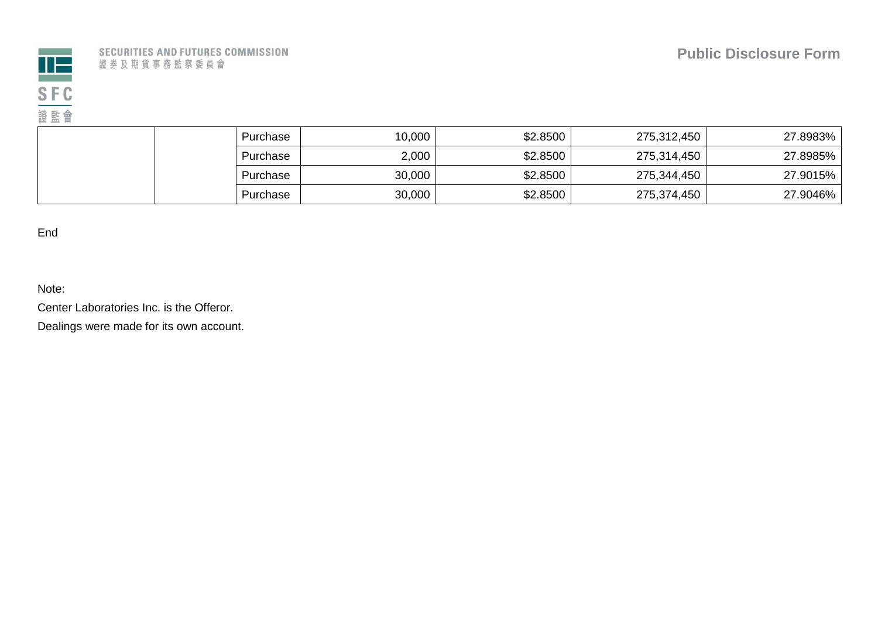| | | | | | | |
|---|---|---|---|---|---|---|
| | | Purchase | 10,000 | $2.8500 | 275,312,450 | 27.8983% |
| | | Purchase | 2,000 | $2.8500 | 275,314,450 | 27.8985% |
| | | Purchase | 30,000 | $2.8500 | 275,344,450 | 27.9015% |
| | | Purchase | 30,000 | $2.8500 | 275,374,450 | 27.9046% |

End

Note:

Center Laboratories Inc. is the Offeror.

Dealings were made for its own account.